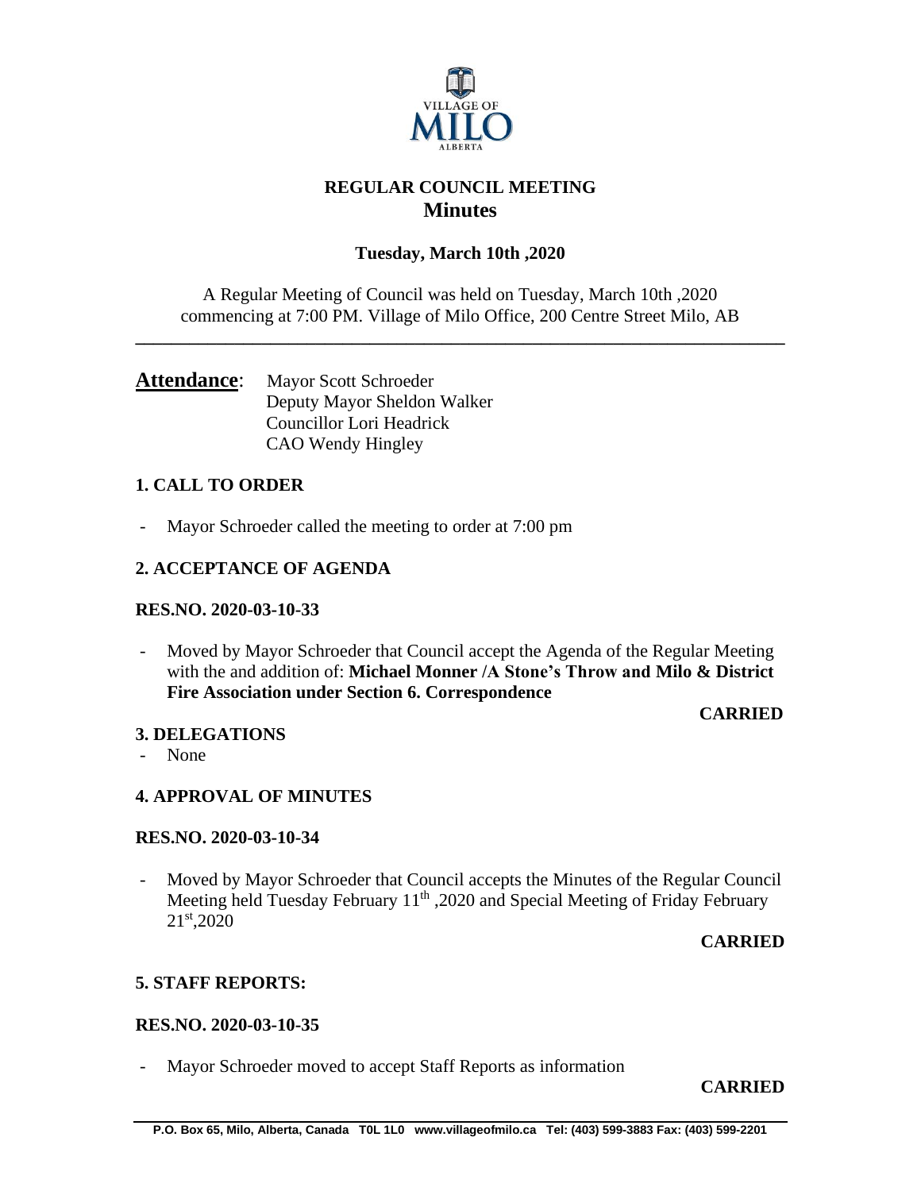# REGULAR COUNCIL MEETING
## Minutes

**Tuesday, March 10th ,2020**

A Regular Meeting of Council was held on Tuesday, March 10th ,2020 commencing at 7:00 PM. Village of Milo Office, 200 Centre Street Milo, AB

---

**Attendance**: Mayor Scott Schroeder
Deputy Mayor Sheldon Walker
Councillor Lori Headrick
CAO Wendy Hingley

### 1. CALL TO ORDER

- Mayor Schroeder called the meeting to order at 7:00 pm

### 2. ACCEPTANCE OF AGENDA

**RES.NO. 2020-03-10-33**

- Moved by Mayor Schroeder that Council accept the Agenda of the Regular Meeting with the and addition of: **Michael Monner /A Stone's Throw and Milo & District Fire Association under Section 6. Correspondence**

**CARRIED**

### 3. DELEGATIONS

- None

### 4. APPROVAL OF MINUTES

**RES.NO. 2020-03-10-34**

- Moved by Mayor Schroeder that Council accepts the Minutes of the Regular Council Meeting held Tuesday February 11th ,2020 and Special Meeting of Friday February 21st,2020

**CARRIED**

### 5. STAFF REPORTS:

**RES.NO. 2020-03-10-35**

- Mayor Schroeder moved to accept Staff Reports as information

**CARRIED**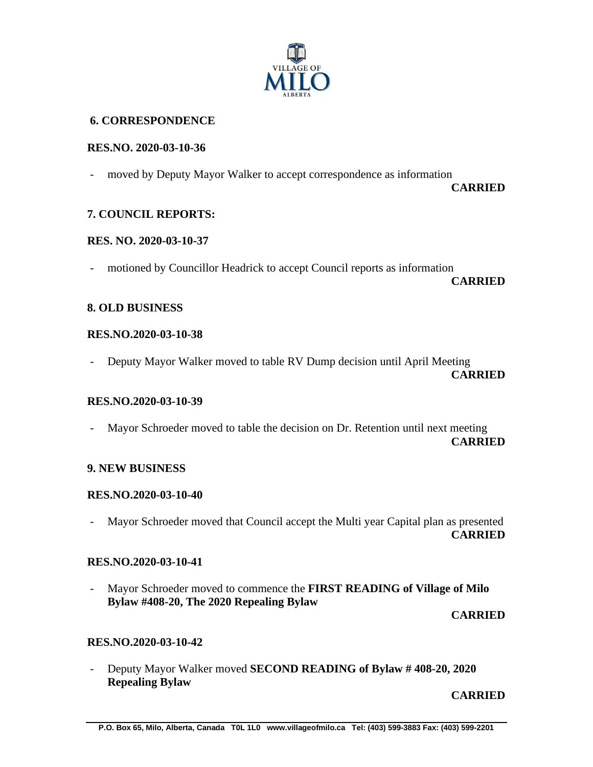## 6. CORRESPONDENCE

**RES.NO. 2020-03-10-36**

- moved by Deputy Mayor Walker to accept correspondence as information

**CARRIED**

## 7. COUNCIL REPORTS:

**RES. NO. 2020-03-10-37**

- motioned by Councillor Headrick to accept Council reports as information

**CARRIED**

## 8. OLD BUSINESS

**RES.NO.2020-03-10-38**

- Deputy Mayor Walker moved to table RV Dump decision until April Meeting

**CARRIED**

**RES.NO.2020-03-10-39**

- Mayor Schroeder moved to table the decision on Dr. Retention until next meeting

**CARRIED**

## 9. NEW BUSINESS

**RES.NO.2020-03-10-40**

- Mayor Schroeder moved that Council accept the Multi year Capital plan as presented

**CARRIED**

**RES.NO.2020-03-10-41**

- Mayor Schroeder moved to commence the **FIRST READING of Village of Milo Bylaw #408-20, The 2020 Repealing Bylaw**

**CARRIED**

**RES.NO.2020-03-10-42**

- Deputy Mayor Walker moved **SECOND READING of Bylaw # 408-20, 2020 Repealing Bylaw**

**CARRIED**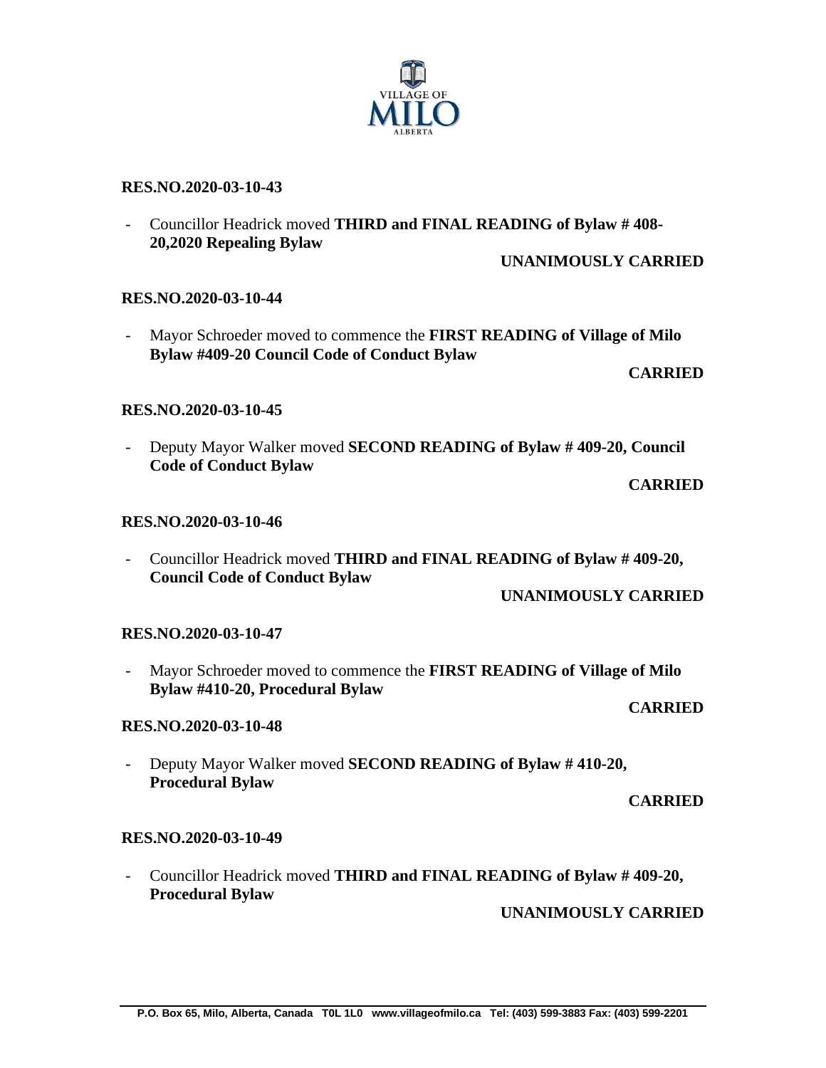**RES.NO.2020-03-10-43**

- Councillor Headrick moved **THIRD and FINAL READING of Bylaw # 408-20,2020 Repealing Bylaw**

**UNANIMOUSLY CARRIED**

**RES.NO.2020-03-10-44**

- Mayor Schroeder moved to commence the **FIRST READING of Village of Milo Bylaw #409-20 Council Code of Conduct Bylaw**

**CARRIED**

**RES.NO.2020-03-10-45**

- Deputy Mayor Walker moved **SECOND READING of Bylaw # 409-20, Council Code of Conduct Bylaw**

**CARRIED**

**RES.NO.2020-03-10-46**

- Councillor Headrick moved **THIRD and FINAL READING of Bylaw # 409-20, Council Code of Conduct Bylaw**

**UNANIMOUSLY CARRIED**

**RES.NO.2020-03-10-47**

- Mayor Schroeder moved to commence the **FIRST READING of Village of Milo Bylaw #410-20, Procedural Bylaw**

**CARRIED**

**RES.NO.2020-03-10-48**

- Deputy Mayor Walker moved **SECOND READING of Bylaw # 410-20, Procedural Bylaw**

**CARRIED**

**RES.NO.2020-03-10-49**

- Councillor Headrick moved **THIRD and FINAL READING of Bylaw # 409-20, Procedural Bylaw**

**UNANIMOUSLY CARRIED**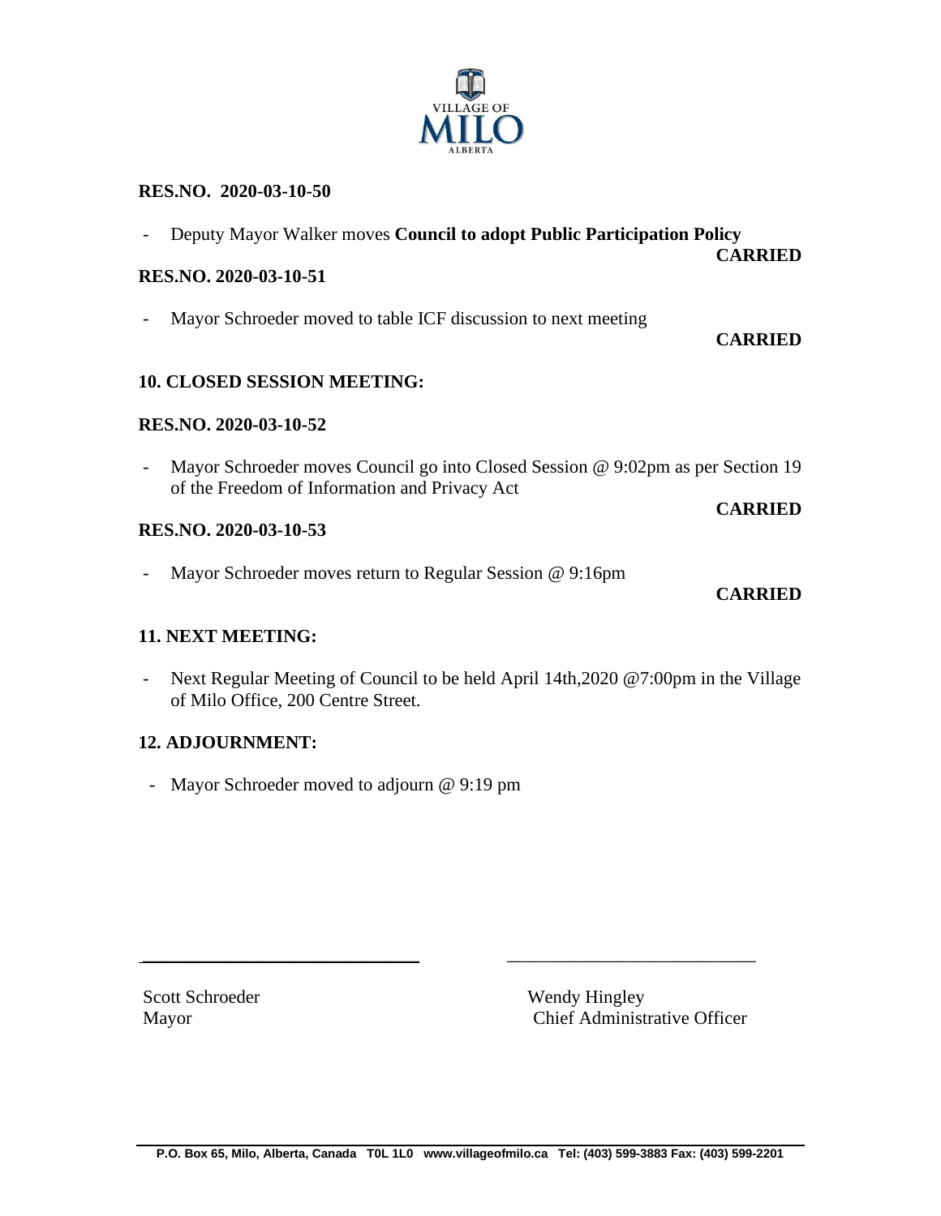**RES.NO. 2020-03-10-50**

- Deputy Mayor Walker moves **Council to adopt Public Participation Policy**

**CARRIED**

**RES.NO. 2020-03-10-51**

- Mayor Schroeder moved to table ICF discussion to next meeting

**CARRIED**

## 10. CLOSED SESSION MEETING:

**RES.NO. 2020-03-10-52**

- Mayor Schroeder moves Council go into Closed Session @ 9:02pm as per Section 19 of the Freedom of Information and Privacy Act

**CARRIED**

**RES.NO. 2020-03-10-53**

- Mayor Schroeder moves return to Regular Session @ 9:16pm

**CARRIED**

## 11. NEXT MEETING:

- Next Regular Meeting of Council to be held April 14th,2020 @7:00pm in the Village of Milo Office, 200 Centre Street.

## 12. ADJOURNMENT:

- Mayor Schroeder moved to adjourn @ 9:19 pm

\_\_\_\_\_\_\_\_\_\_\_\_\_\_\_\_\_\_\_\_\_\_\_\_\_\_\_\_\_\_

Scott Schroeder
Mayor

\_\_\_\_\_\_\_\_\_\_\_\_\_\_\_\_\_\_\_\_\_\_\_\_\_\_\_\_\_\_

Wendy Hingley
Chief Administrative Officer

**P.O. Box 65, Milo, Alberta, Canada T0L 1L0 www.villageofmilo.ca Tel: (403) 599-3883 Fax: (403) 599-2201**